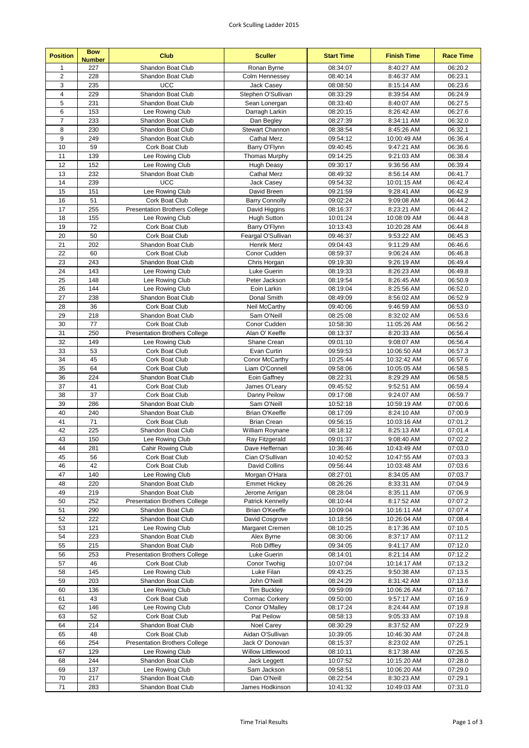# Cork Sculling Ladder 2015

| Position | Bow Number | Club | Sculler | Start Time | Finish Time | Race Time |
|---|---|---|---|---|---|---|
| 1 | 227 | Shandon Boat Club | Ronan Byrne | 08:34:07 | 8:40:27 AM | 06:20.2 |
| 2 | 228 | Shandon Boat Club | Colm Hennessey | 08:40:14 | 8:46:37 AM | 06:23.1 |
| 3 | 235 | UCC | Jack Casey | 08:08:50 | 8:15:14 AM | 06:23.6 |
| 4 | 229 | Shandon Boat Club | Stephen O'Sullivan | 08:33:29 | 8:39:54 AM | 06:24.9 |
| 5 | 231 | Shandon Boat Club | Sean Lonergan | 08:33:40 | 8:40:07 AM | 06:27.5 |
| 6 | 153 | Lee Rowing Club | Darragh Larkin | 08:20:15 | 8:26:42 AM | 06:27.6 |
| 7 | 233 | Shandon Boat Club | Dan Begley | 08:27:39 | 8:34:11 AM | 06:32.0 |
| 8 | 230 | Shandon Boat Club | Stewart Channon | 08:38:54 | 8:45:26 AM | 06:32.1 |
| 9 | 249 | Shandon Boat Club | Cathal Merz | 09:54:12 | 10:00:49 AM | 06:36.4 |
| 10 | 59 | Cork Boat Club | Barry O'Flynn | 09:40:45 | 9:47:21 AM | 06:36.6 |
| 11 | 139 | Lee Rowing Club | Thomas Murphy | 09:14:25 | 9:21:03 AM | 06:38.4 |
| 12 | 152 | Lee Rowing Club | Hugh Deasy | 09:30:17 | 9:36:56 AM | 06:39.4 |
| 13 | 232 | Shandon Boat Club | Cathal Merz | 08:49:32 | 8:56:14 AM | 06:41.7 |
| 14 | 239 | UCC | Jack Casey | 09:54:32 | 10:01:15 AM | 06:42.4 |
| 15 | 151 | Lee Rowing Club | David Breen | 09:21:59 | 9:28:41 AM | 06:42.9 |
| 16 | 51 | Cork Boat Club | Barry Connolly | 09:02:24 | 9:09:08 AM | 06:44.2 |
| 17 | 255 | Presentation Brothers College | David Higgins | 08:16:37 | 8:23:21 AM | 06:44.2 |
| 18 | 155 | Lee Rowing Club | Hugh Sutton | 10:01:24 | 10:08:09 AM | 06:44.8 |
| 19 | 72 | Cork Boat Club | Barry O'Flynn | 10:13:43 | 10:20:28 AM | 06:44.8 |
| 20 | 50 | Cork Boat Club | Feargal O'Sullivan | 09:46:37 | 9:53:22 AM | 06:45.3 |
| 21 | 202 | Shandon Boat Club | Henrik Merz | 09:04:43 | 9:11:29 AM | 06:46.6 |
| 22 | 60 | Cork Boat Club | Conor Cudden | 08:59:37 | 9:06:24 AM | 06:46.8 |
| 23 | 243 | Shandon Boat Club | Chris Horgan | 09:19:30 | 9:26:19 AM | 06:49.4 |
| 24 | 143 | Lee Rowing Club | Luke Guerin | 08:19:33 | 8:26:23 AM | 06:49.8 |
| 25 | 148 | Lee Rowing Club | Peter Jackson | 08:19:54 | 8:26:45 AM | 06:50.9 |
| 26 | 144 | Lee Rowing Club | Eoin Larkin | 08:19:04 | 8:25:56 AM | 06:52.0 |
| 27 | 238 | Shandon Boat Club | Donal Smith | 08:49:09 | 8:56:02 AM | 06:52.9 |
| 28 | 36 | Cork Boat Club | Neil McCarthy | 09:40:06 | 9:46:59 AM | 06:53.0 |
| 29 | 218 | Shandon Boat Club | Sam O'Neill | 08:25:08 | 8:32:02 AM | 06:53.6 |
| 30 | 77 | Cork Boat Club | Conor Cudden | 10:58:30 | 11:05:26 AM | 06:56.2 |
| 31 | 250 | Presentation Brothers College | Alan O' Keeffe | 08:13:37 | 8:20:33 AM | 06:56.4 |
| 32 | 149 | Lee Rowing Club | Shane Crean | 09:01:10 | 9:08:07 AM | 06:56.4 |
| 33 | 53 | Cork Boat Club | Evan Curtin | 09:59:53 | 10:06:50 AM | 06:57.3 |
| 34 | 45 | Cork Boat Club | Conor McCarthy | 10:25:44 | 10:32:42 AM | 06:57.6 |
| 35 | 64 | Cork Boat Club | Liam O'Connell | 09:58:06 | 10:05:05 AM | 06:58.5 |
| 36 | 224 | Shandon Boat Club | Eoin Gaffney | 08:22:31 | 8:29:29 AM | 06:58.5 |
| 37 | 41 | Cork Boat Club | James O'Leary | 09:45:52 | 9:52:51 AM | 06:59.4 |
| 38 | 37 | Cork Boat Club | Danny Peilow | 09:17:08 | 9:24:07 AM | 06:59.7 |
| 39 | 286 | Shandon Boat Club | Sam O'Neill | 10:52:18 | 10:59:19 AM | 07:00.6 |
| 40 | 240 | Shandon Boat Club | Brian O'Keeffe | 08:17:09 | 8:24:10 AM | 07:00.9 |
| 41 | 71 | Cork Boat Club | Brian Crean | 09:56:15 | 10:03:16 AM | 07:01.2 |
| 42 | 225 | Shandon Boat Club | William Roynane | 08:18:12 | 8:25:13 AM | 07:01.4 |
| 43 | 150 | Lee Rowing Club | Ray Fitzgerald | 09:01:37 | 9:08:40 AM | 07:02.2 |
| 44 | 281 | Cahir Rowing Club | Dave Heffernan | 10:36:46 | 10:43:49 AM | 07:03.0 |
| 45 | 56 | Cork Boat Club | Cian O'Sullivan | 10:40:52 | 10:47:55 AM | 07:03.3 |
| 46 | 42 | Cork Boat Club | David Collins | 09:56:44 | 10:03:48 AM | 07:03.6 |
| 47 | 140 | Lee Rowing Club | Morgan O'Hara | 08:27:01 | 8:34:05 AM | 07:03.7 |
| 48 | 220 | Shandon Boat Club | Emmet Hickey | 08:26:26 | 8:33:31 AM | 07:04.9 |
| 49 | 219 | Shandon Boat Club | Jerome Arrigan | 08:28:04 | 8:35:11 AM | 07:06.9 |
| 50 | 252 | Presentation Brothers College | Patrick Kennelly | 08:10:44 | 8:17:52 AM | 07:07.2 |
| 51 | 290 | Shandon Boat Club | Brian O'Keeffe | 10:09:04 | 10:16:11 AM | 07:07.4 |
| 52 | 222 | Shandon Boat Club | David Cosgrove | 10:18:56 | 10:26:04 AM | 07:08.4 |
| 53 | 121 | Lee Rowing Club | Margaret Cremen | 08:10:25 | 8:17:36 AM | 07:10.5 |
| 54 | 223 | Shandon Boat Club | Alex Byrne | 08:30:06 | 8:37:17 AM | 07:11.2 |
| 55 | 215 | Shandon Boat Club | Rob Diffley | 09:34:05 | 9:41:17 AM | 07:12.0 |
| 56 | 253 | Presentation Brothers College | Luke Guerin | 08:14:01 | 8:21:14 AM | 07:12.2 |
| 57 | 46 | Cork Boat Club | Conor Twohig | 10:07:04 | 10:14:17 AM | 07:13.2 |
| 58 | 145 | Lee Rowing Club | Luke Filan | 09:43:25 | 9:50:38 AM | 07:13.5 |
| 59 | 203 | Shandon Boat Club | John O'Neill | 08:24:29 | 8:31:42 AM | 07:13.6 |
| 60 | 136 | Lee Rowing Club | Tim Buckley | 09:59:09 | 10:06:26 AM | 07:16.7 |
| 61 | 43 | Cork Boat Club | Cormac Corkery | 09:50:00 | 9:57:17 AM | 07:16.9 |
| 62 | 146 | Lee Rowing Club | Conor O'Malley | 08:17:24 | 8:24:44 AM | 07:19.8 |
| 63 | 52 | Cork Boat Club | Pat Peilow | 08:58:13 | 9:05:33 AM | 07:19.8 |
| 64 | 214 | Shandon Boat Club | Noel Carey | 08:30:29 | 8:37:52 AM | 07:22.9 |
| 65 | 48 | Cork Boat Club | Aidan O'Sullivan | 10:39:05 | 10:46:30 AM | 07:24.8 |
| 66 | 254 | Presentation Brothers College | Jack O' Donovan | 08:15:37 | 8:23:02 AM | 07:25.1 |
| 67 | 129 | Lee Rowing Club | Willow Littlewood | 08:10:11 | 8:17:38 AM | 07:26.5 |
| 68 | 244 | Shandon Boat Club | Jack Leggett | 10:07:52 | 10:15:20 AM | 07:28.0 |
| 69 | 137 | Lee Rowing Club | Sam Jackson | 09:58:51 | 10:06:20 AM | 07:29.0 |
| 70 | 217 | Shandon Boat Club | Dan O'Neill | 08:22:54 | 8:30:23 AM | 07:29.1 |
| 71 | 283 | Shandon Boat Club | James Hodkinson | 10:41:32 | 10:49:03 AM | 07:31.0 |

Time Trial Results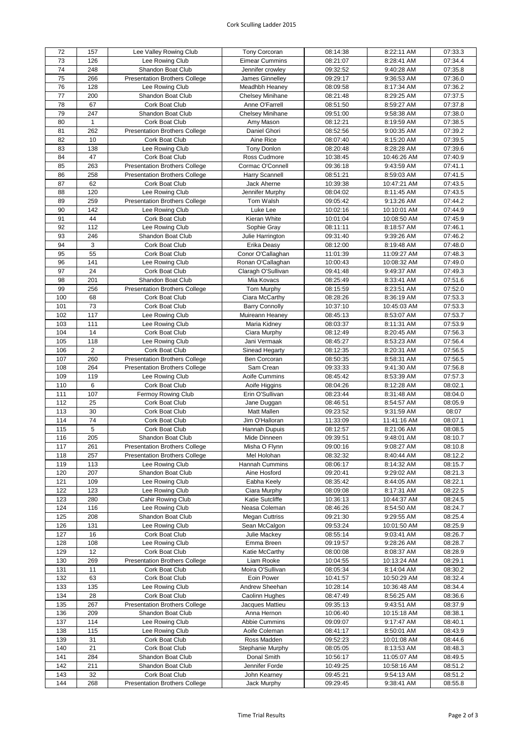| 72 | 157 | Lee Valley Rowing Club | Tony Corcoran | 08:14:38 | 8:22:11 AM | 07:33.3 |
|---|---|---|---|---|---|---|
| 73 | 126 | Lee Rowing Club | Eimear Cummins | 08:21:07 | 8:28:41 AM | 07:34.4 |
| 74 | 248 | Shandon Boat Club | Jennifer crowley | 09:32:52 | 9:40:28 AM | 07:35.8 |
| 75 | 266 | Presentation Brothers College | James Ginnelley | 09:29:17 | 9:36:53 AM | 07:36.0 |
| 76 | 128 | Lee Rowing Club | Meadhbh Heaney | 08:09:58 | 8:17:34 AM | 07:36.2 |
| 77 | 200 | Shandon Boat Club | Chelsey Minihane | 08:21:48 | 8:29:25 AM | 07:37.5 |
| 78 | 67 | Cork Boat Club | Anne O'Farrell | 08:51:50 | 8:59:27 AM | 07:37.8 |
| 79 | 247 | Shandon Boat Club | Chelsey Minihane | 09:51:00 | 9:58:38 AM | 07:38.0 |
| 80 | 1 | Cork Boat Club | Amy Mason | 08:12:21 | 8:19:59 AM | 07:38.5 |
| 81 | 262 | Presentation Brothers College | Daniel Ghori | 08:52:56 | 9:00:35 AM | 07:39.2 |
| 82 | 10 | Cork Boat Club | Aine Rice | 08:07:40 | 8:15:20 AM | 07:39.5 |
| 83 | 138 | Lee Rowing Club | Tony Donlon | 08:20:48 | 8:28:28 AM | 07:39.6 |
| 84 | 47 | Cork Boat Club | Ross Cudmore | 10:38:45 | 10:46:26 AM | 07:40.9 |
| 85 | 263 | Presentation Brothers College | Cormac O'Connell | 09:36:18 | 9:43:59 AM | 07:41.1 |
| 86 | 258 | Presentation Brothers College | Harry Scannell | 08:51:21 | 8:59:03 AM | 07:41.5 |
| 87 | 62 | Cork Boat Club | Jack Aherne | 10:39:38 | 10:47:21 AM | 07:43.5 |
| 88 | 120 | Lee Rowing Club | Jennifer Murphy | 08:04:02 | 8:11:45 AM | 07:43.5 |
| 89 | 259 | Presentation Brothers College | Tom Walsh | 09:05:42 | 9:13:26 AM | 07:44.2 |
| 90 | 142 | Lee Rowing Club | Luke Lee | 10:02:16 | 10:10:01 AM | 07:44.9 |
| 91 | 44 | Cork Boat Club | Kieran White | 10:01:04 | 10:08:50 AM | 07:45.9 |
| 92 | 112 | Lee Rowing Club | Sophie Gray | 08:11:11 | 8:18:57 AM | 07:46.1 |
| 93 | 246 | Shandon Boat Club | Julie Harrington | 09:31:40 | 9:39:26 AM | 07:46.2 |
| 94 | 3 | Cork Boat Club | Erika Deasy | 08:12:00 | 8:19:48 AM | 07:48.0 |
| 95 | 55 | Cork Boat Club | Conor O'Callaghan | 11:01:39 | 11:09:27 AM | 07:48.3 |
| 96 | 141 | Lee Rowing Club | Ronan O'Callaghan | 10:00:43 | 10:08:32 AM | 07:49.0 |
| 97 | 24 | Cork Boat Club | Claragh O'Sullivan | 09:41:48 | 9:49:37 AM | 07:49.3 |
| 98 | 201 | Shandon Boat Club | Mia Kovacs | 08:25:49 | 8:33:41 AM | 07:51.6 |
| 99 | 256 | Presentation Brothers College | Tom Murphy | 08:15:59 | 8:23:51 AM | 07:52.0 |
| 100 | 68 | Cork Boat Club | Ciara McCarthy | 08:28:26 | 8:36:19 AM | 07:53.3 |
| 101 | 73 | Cork Boat Club | Barry Connolly | 10:37:10 | 10:45:03 AM | 07:53.3 |
| 102 | 117 | Lee Rowing Club | Muireann Heaney | 08:45:13 | 8:53:07 AM | 07:53.7 |
| 103 | 111 | Lee Rowing Club | Maria Kidney | 08:03:37 | 8:11:31 AM | 07:53.9 |
| 104 | 14 | Cork Boat Club | Ciara Murphy | 08:12:49 | 8:20:45 AM | 07:56.3 |
| 105 | 118 | Lee Rowing Club | Jani Vermaak | 08:45:27 | 8:53:23 AM | 07:56.4 |
| 106 | 2 | Cork Boat Club | Sinead Hegarty | 08:12:35 | 8:20:31 AM | 07:56.5 |
| 107 | 260 | Presentation Brothers College | Ben Corcoran | 08:50:35 | 8:58:31 AM | 07:56.5 |
| 108 | 264 | Presentation Brothers College | Sam Crean | 09:33:33 | 9:41:30 AM | 07:56.8 |
| 109 | 119 | Lee Rowing Club | Aoife Cummins | 08:45:42 | 8:53:39 AM | 07:57.3 |
| 110 | 6 | Cork Boat Club | Aoife Higgins | 08:04:26 | 8:12:28 AM | 08:02.1 |
| 111 | 107 | Fermoy Rowing Club | Erin O'Sullivan | 08:23:44 | 8:31:48 AM | 08:04.0 |
| 112 | 25 | Cork Boat Club | Jane Duggan | 08:46:51 | 8:54:57 AM | 08:05.9 |
| 113 | 30 | Cork Boat Club | Matt Mallen | 09:23:52 | 9:31:59 AM | 08:07 |
| 114 | 74 | Cork Boat Club | Jim O'Halloran | 11:33:09 | 11:41:16 AM | 08:07.1 |
| 115 | 5 | Cork Boat Club | Hannah Dupuis | 08:12:57 | 8:21:06 AM | 08:08.5 |
| 116 | 205 | Shandon Boat Club | Mide Dinneen | 09:39:51 | 9:48:01 AM | 08:10.7 |
| 117 | 261 | Presentation Brothers College | Misha O Flynn | 09:00:16 | 9:08:27 AM | 08:10.8 |
| 118 | 257 | Presentation Brothers College | Mel Holohan | 08:32:32 | 8:40:44 AM | 08:12.2 |
| 119 | 113 | Lee Rowing Club | Hannah Cummins | 08:06:17 | 8:14:32 AM | 08:15.7 |
| 120 | 207 | Shandon Boat Club | Aine Hosford | 09:20:41 | 9:29:02 AM | 08:21.3 |
| 121 | 109 | Lee Rowing Club | Eabha Keely | 08:35:42 | 8:44:05 AM | 08:22.1 |
| 122 | 123 | Lee Rowing Club | Ciara Murphy | 08:09:08 | 8:17:31 AM | 08:22.5 |
| 123 | 280 | Cahir Rowing Club | Katie Sutcliffe | 10:36:13 | 10:44:37 AM | 08:24.5 |
| 124 | 116 | Lee Rowing Club | Neasa Coleman | 08:46:26 | 8:54:50 AM | 08:24.7 |
| 125 | 208 | Shandon Boat Club | Megan Cuttriss | 09:21:30 | 9:29:55 AM | 08:25.4 |
| 126 | 131 | Lee Rowing Club | Sean McCalgon | 09:53:24 | 10:01:50 AM | 08:25.9 |
| 127 | 16 | Cork Boat Club | Julie Mackey | 08:55:14 | 9:03:41 AM | 08:26.7 |
| 128 | 108 | Lee Rowing Club | Emma Breen | 09:19:57 | 9:28:26 AM | 08:28.7 |
| 129 | 12 | Cork Boat Club | Katie McCarthy | 08:00:08 | 8:08:37 AM | 08:28.9 |
| 130 | 269 | Presentation Brothers College | Liam Rooke | 10:04:55 | 10:13:24 AM | 08:29.1 |
| 131 | 11 | Cork Boat Club | Moira O'Sullivan | 08:05:34 | 8:14:04 AM | 08:30.2 |
| 132 | 63 | Cork Boat Club | Eoin Power | 10:41:57 | 10:50:29 AM | 08:32.4 |
| 133 | 135 | Lee Rowing Club | Andrew Sheehan | 10:28:14 | 10:36:48 AM | 08:34.4 |
| 134 | 28 | Cork Boat Club | Caolinn Hughes | 08:47:49 | 8:56:25 AM | 08:36.6 |
| 135 | 267 | Presentation Brothers College | Jacques Mattieu | 09:35:13 | 9:43:51 AM | 08:37.9 |
| 136 | 209 | Shandon Boat Club | Anna Hernon | 10:06:40 | 10:15:18 AM | 08:38.1 |
| 137 | 114 | Lee Rowing Club | Abbie Cummins | 09:09:07 | 9:17:47 AM | 08:40.1 |
| 138 | 115 | Lee Rowing Club | Aoife Coleman | 08:41:17 | 8:50:01 AM | 08:43.9 |
| 139 | 31 | Cork Boat Club | Ross Madden | 09:52:23 | 10:01:08 AM | 08:44.6 |
| 140 | 21 | Cork Boat Club | Stephanie Murphy | 08:05:05 | 8:13:53 AM | 08:48.3 |
| 141 | 284 | Shandon Boat Club | Donal Smith | 10:56:17 | 11:05:07 AM | 08:49.5 |
| 142 | 211 | Shandon Boat Club | Jennifer Forde | 10:49:25 | 10:58:16 AM | 08:51.2 |
| 143 | 32 | Cork Boat Club | John Kearney | 09:45:21 | 9:54:13 AM | 08:51.2 |
| 144 | 268 | Presentation Brothers College | Jack Murphy | 09:29:45 | 9:38:41 AM | 08:55.8 |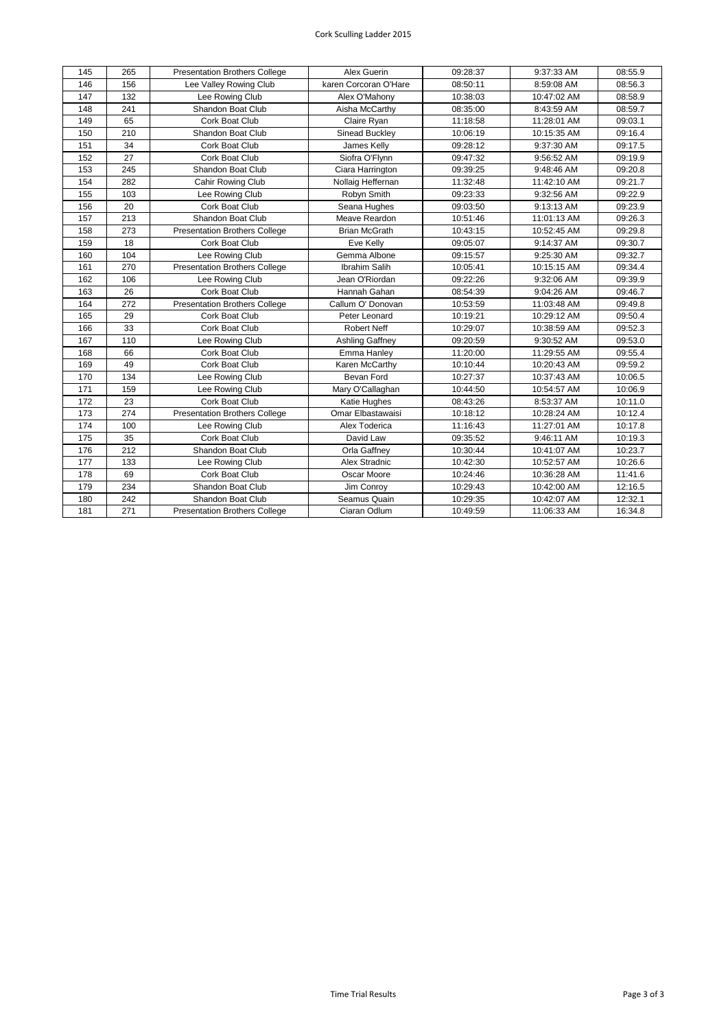| | | | | | | |
|---|---|---|---|---|---|---|
| 145 | 265 | Presentation Brothers College | Alex Guerin | 09:28:37 | 9:37:33 AM | 08:55.9 |
| 146 | 156 | Lee Valley Rowing Club | karen Corcoran O'Hare | 08:50:11 | 8:59:08 AM | 08:56.3 |
| 147 | 132 | Lee Rowing Club | Alex O'Mahony | 10:38:03 | 10:47:02 AM | 08:58.9 |
| 148 | 241 | Shandon Boat Club | Aisha McCarthy | 08:35:00 | 8:43:59 AM | 08:59.7 |
| 149 | 65 | Cork Boat Club | Claire Ryan | 11:18:58 | 11:28:01 AM | 09:03.1 |
| 150 | 210 | Shandon Boat Club | Sinead Buckley | 10:06:19 | 10:15:35 AM | 09:16.4 |
| 151 | 34 | Cork Boat Club | James Kelly | 09:28:12 | 9:37:30 AM | 09:17.5 |
| 152 | 27 | Cork Boat Club | Siofra O'Flynn | 09:47:32 | 9:56:52 AM | 09:19.9 |
| 153 | 245 | Shandon Boat Club | Ciara Harrington | 09:39:25 | 9:48:46 AM | 09:20.8 |
| 154 | 282 | Cahir Rowing Club | Nollaig Heffernan | 11:32:48 | 11:42:10 AM | 09:21.7 |
| 155 | 103 | Lee Rowing Club | Robyn Smith | 09:23:33 | 9:32:56 AM | 09:22.9 |
| 156 | 20 | Cork Boat Club | Seana Hughes | 09:03:50 | 9:13:13 AM | 09:23.9 |
| 157 | 213 | Shandon Boat Club | Meave Reardon | 10:51:46 | 11:01:13 AM | 09:26.3 |
| 158 | 273 | Presentation Brothers College | Brian McGrath | 10:43:15 | 10:52:45 AM | 09:29.8 |
| 159 | 18 | Cork Boat Club | Eve Kelly | 09:05:07 | 9:14:37 AM | 09:30.7 |
| 160 | 104 | Lee Rowing Club | Gemma Albone | 09:15:57 | 9:25:30 AM | 09:32.7 |
| 161 | 270 | Presentation Brothers College | Ibrahim Salih | 10:05:41 | 10:15:15 AM | 09:34.4 |
| 162 | 106 | Lee Rowing Club | Jean O'Riordan | 09:22:26 | 9:32:06 AM | 09:39.9 |
| 163 | 26 | Cork Boat Club | Hannah Gahan | 08:54:39 | 9:04:26 AM | 09:46.7 |
| 164 | 272 | Presentation Brothers College | Callum O' Donovan | 10:53:59 | 11:03:48 AM | 09:49.8 |
| 165 | 29 | Cork Boat Club | Peter Leonard | 10:19:21 | 10:29:12 AM | 09:50.4 |
| 166 | 33 | Cork Boat Club | Robert Neff | 10:29:07 | 10:38:59 AM | 09:52.3 |
| 167 | 110 | Lee Rowing Club | Ashling Gaffney | 09:20:59 | 9:30:52 AM | 09:53.0 |
| 168 | 66 | Cork Boat Club | Emma Hanley | 11:20:00 | 11:29:55 AM | 09:55.4 |
| 169 | 49 | Cork Boat Club | Karen McCarthy | 10:10:44 | 10:20:43 AM | 09:59.2 |
| 170 | 134 | Lee Rowing Club | Bevan Ford | 10:27:37 | 10:37:43 AM | 10:06.5 |
| 171 | 159 | Lee Rowing Club | Mary O'Callaghan | 10:44:50 | 10:54:57 AM | 10:06.9 |
| 172 | 23 | Cork Boat Club | Katie Hughes | 08:43:26 | 8:53:37 AM | 10:11.0 |
| 173 | 274 | Presentation Brothers College | Omar Elbastawaisi | 10:18:12 | 10:28:24 AM | 10:12.4 |
| 174 | 100 | Lee Rowing Club | Alex Toderica | 11:16:43 | 11:27:01 AM | 10:17.8 |
| 175 | 35 | Cork Boat Club | David Law | 09:35:52 | 9:46:11 AM | 10:19.3 |
| 176 | 212 | Shandon Boat Club | Orla Gaffney | 10:30:44 | 10:41:07 AM | 10:23.7 |
| 177 | 133 | Lee Rowing Club | Alex Stradnic | 10:42:30 | 10:52:57 AM | 10:26.6 |
| 178 | 69 | Cork Boat Club | Oscar Moore | 10:24:46 | 10:36:28 AM | 11:41.6 |
| 179 | 234 | Shandon Boat Club | Jim Conroy | 10:29:43 | 10:42:00 AM | 12:16.5 |
| 180 | 242 | Shandon Boat Club | Seamus Quain | 10:29:35 | 10:42:07 AM | 12:32.1 |
| 181 | 271 | Presentation Brothers College | Ciaran Odlum | 10:49:59 | 11:06:33 AM | 16:34.8 |